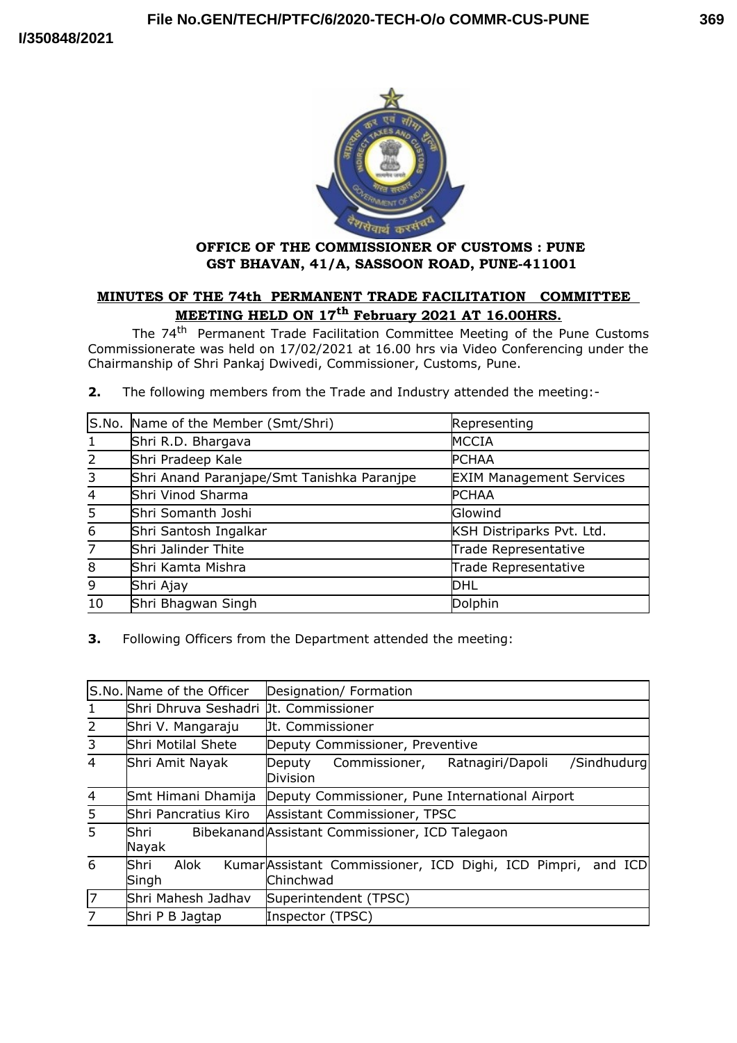**OFFICE OF THE COMMISSIONER OF CUSTOMS : PUNE**
**GST BHAVAN, 41/A, SASSOON ROAD, PUNE-411001**

## MINUTES OF THE 74th PERMANENT TRADE FACILITATION COMMITTEE MEETING HELD ON 17th February 2021 AT 16.00HRS.

The 74th Permanent Trade Facilitation Committee Meeting of the Pune Customs Commissionerate was held on 17/02/2021 at 16.00 hrs via Video Conferencing under the Chairmanship of Shri Pankaj Dwivedi, Commissioner, Customs, Pune.

**2.** The following members from the Trade and Industry attended the meeting:-

| S.No. | Name of the Member (Smt/Shri) | Representing |
|---|---|---|
| 1 | Shri R.D. Bhargava | MCCIA |
| 2 | Shri Pradeep Kale | PCHAA |
| 3 | Shri Anand Paranjape/Smt Tanishka Paranjpe | EXIM Management Services |
| 4 | Shri Vinod Sharma | PCHAA |
| 5 | Shri Somanth Joshi | Glowind |
| 6 | Shri Santosh Ingalkar | KSH Distriparks Pvt. Ltd. |
| 7 | Shri Jalinder Thite | Trade Representative |
| 8 | Shri Kamta Mishra | Trade Representative |
| 9 | Shri Ajay | DHL |
| 10 | Shri Bhagwan Singh | Dolphin |

**3.** Following Officers from the Department attended the meeting:

| S.No. | Name of the Officer | Designation/ Formation |
|---|---|---|
| 1 | Shri Dhruva Seshadri | Jt. Commissioner |
| 2 | Shri V. Mangaraju | Jt. Commissioner |
| 3 | Shri Motilal Shete | Deputy Commissioner, Preventive |
| 4 | Shri Amit Nayak | Deputy Commissioner, Ratnagiri/Dapoli /Sindhudurg Division |
| 4 | Smt Himani Dhamija | Deputy Commissioner, Pune International Airport |
| 5 | Shri Pancratius Kiro | Assistant Commissioner, TPSC |
| 5 | Shri Bibekanand Nayak | Assistant Commissioner, ICD Talegaon |
| 6 | Shri Alok Kumar Singh | Assistant Commissioner, ICD Dighi, ICD Pimpri, and ICD Chinchwad |
| 7 | Shri Mahesh Jadhav | Superintendent (TPSC) |
| 7 | Shri P B Jagtap | Inspector (TPSC) |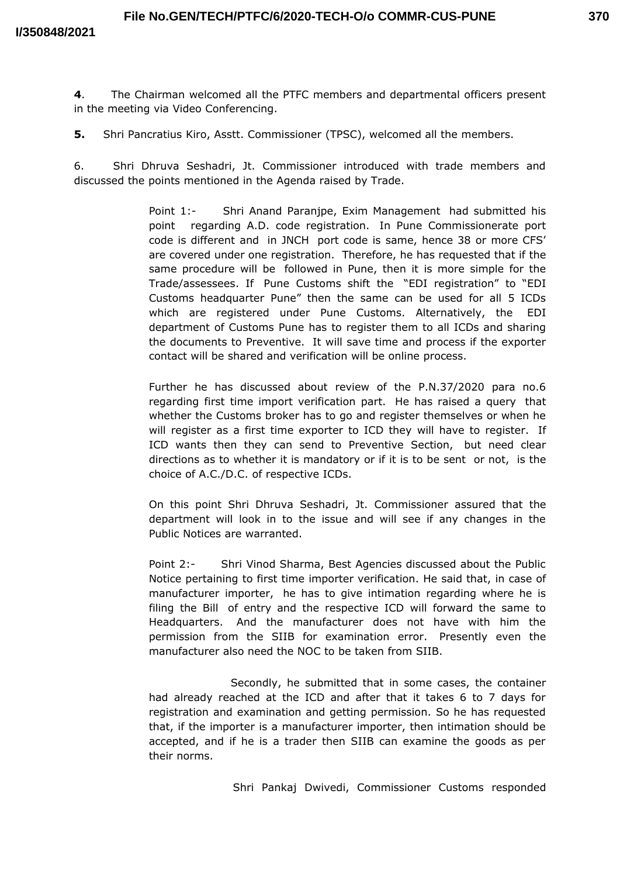**4**. The Chairman welcomed all the PTFC members and departmental officers present in the meeting via Video Conferencing.

**5.** Shri Pancratius Kiro, Asstt. Commissioner (TPSC), welcomed all the members.

6. Shri Dhruva Seshadri, Jt. Commissioner introduced with trade members and discussed the points mentioned in the Agenda raised by Trade.

Point 1:- Shri Anand Paranjpe, Exim Management had submitted his point regarding A.D. code registration. In Pune Commissionerate port code is different and in JNCH port code is same, hence 38 or more CFS' are covered under one registration. Therefore, he has requested that if the same procedure will be followed in Pune, then it is more simple for the Trade/assessees. If Pune Customs shift the "EDI registration" to "EDI Customs headquarter Pune" then the same can be used for all 5 ICDs which are registered under Pune Customs. Alternatively, the EDI department of Customs Pune has to register them to all ICDs and sharing the documents to Preventive. It will save time and process if the exporter contact will be shared and verification will be online process.

Further he has discussed about review of the P.N.37/2020 para no.6 regarding first time import verification part. He has raised a query that whether the Customs broker has to go and register themselves or when he will register as a first time exporter to ICD they will have to register. If ICD wants then they can send to Preventive Section, but need clear directions as to whether it is mandatory or if it is to be sent or not, is the choice of A.C./D.C. of respective ICDs.

On this point Shri Dhruva Seshadri, Jt. Commissioner assured that the department will look in to the issue and will see if any changes in the Public Notices are warranted.

Point 2:- Shri Vinod Sharma, Best Agencies discussed about the Public Notice pertaining to first time importer verification. He said that, in case of manufacturer importer, he has to give intimation regarding where he is filing the Bill of entry and the respective ICD will forward the same to Headquarters. And the manufacturer does not have with him the permission from the SIIB for examination error. Presently even the manufacturer also need the NOC to be taken from SIIB.

Secondly, he submitted that in some cases, the container had already reached at the ICD and after that it takes 6 to 7 days for registration and examination and getting permission. So he has requested that, if the importer is a manufacturer importer, then intimation should be accepted, and if he is a trader then SIIB can examine the goods as per their norms.

Shri Pankaj Dwivedi, Commissioner Customs responded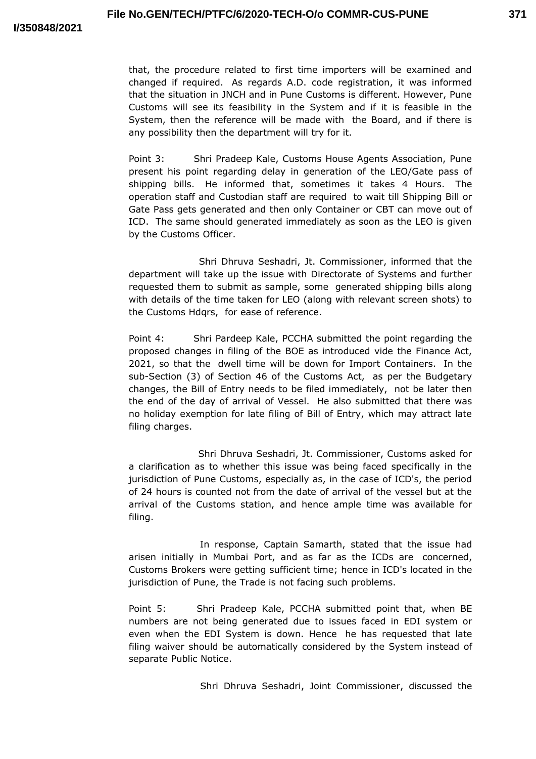that, the procedure related to first time importers will be examined and changed if required. As regards A.D. code registration, it was informed that the situation in JNCH and in Pune Customs is different. However, Pune Customs will see its feasibility in the System and if it is feasible in the System, then the reference will be made with the Board, and if there is any possibility then the department will try for it.

Point 3: Shri Pradeep Kale, Customs House Agents Association, Pune present his point regarding delay in generation of the LEO/Gate pass of shipping bills. He informed that, sometimes it takes 4 Hours. The operation staff and Custodian staff are required to wait till Shipping Bill or Gate Pass gets generated and then only Container or CBT can move out of ICD. The same should generated immediately as soon as the LEO is given by the Customs Officer.

Shri Dhruva Seshadri, Jt. Commissioner, informed that the department will take up the issue with Directorate of Systems and further requested them to submit as sample, some generated shipping bills along with details of the time taken for LEO (along with relevant screen shots) to the Customs Hdqrs, for ease of reference.

Point 4: Shri Pardeep Kale, PCCHA submitted the point regarding the proposed changes in filing of the BOE as introduced vide the Finance Act, 2021, so that the dwell time will be down for Import Containers. In the sub-Section (3) of Section 46 of the Customs Act, as per the Budgetary changes, the Bill of Entry needs to be filed immediately, not be later then the end of the day of arrival of Vessel. He also submitted that there was no holiday exemption for late filing of Bill of Entry, which may attract late filing charges.

Shri Dhruva Seshadri, Jt. Commissioner, Customs asked for a clarification as to whether this issue was being faced specifically in the jurisdiction of Pune Customs, especially as, in the case of ICD's, the period of 24 hours is counted not from the date of arrival of the vessel but at the arrival of the Customs station, and hence ample time was available for filing.

In response, Captain Samarth, stated that the issue had arisen initially in Mumbai Port, and as far as the ICDs are concerned, Customs Brokers were getting sufficient time; hence in ICD's located in the jurisdiction of Pune, the Trade is not facing such problems.

Point 5: Shri Pradeep Kale, PCCHA submitted point that, when BE numbers are not being generated due to issues faced in EDI system or even when the EDI System is down. Hence he has requested that late filing waiver should be automatically considered by the System instead of separate Public Notice.

Shri Dhruva Seshadri, Joint Commissioner, discussed the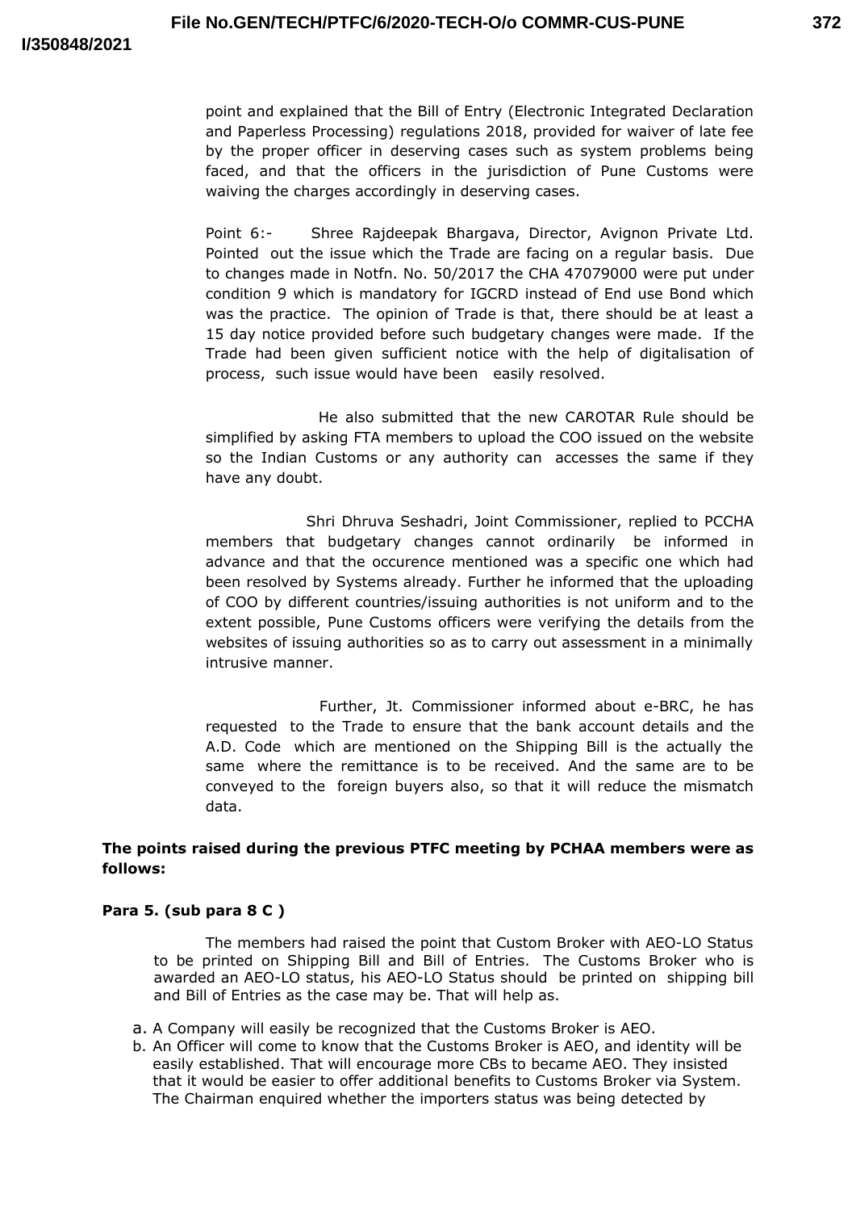point and explained that the Bill of Entry (Electronic Integrated Declaration and Paperless Processing) regulations 2018, provided for waiver of late fee by the proper officer in deserving cases such as system problems being faced, and that the officers in the jurisdiction of Pune Customs were waiving the charges accordingly in deserving cases.

Point 6:- Shree Rajdeepak Bhargava, Director, Avignon Private Ltd. Pointed out the issue which the Trade are facing on a regular basis. Due to changes made in Notfn. No. 50/2017 the CHA 47079000 were put under condition 9 which is mandatory for IGCRD instead of End use Bond which was the practice. The opinion of Trade is that, there should be at least a 15 day notice provided before such budgetary changes were made. If the Trade had been given sufficient notice with the help of digitalisation of process, such issue would have been easily resolved.

He also submitted that the new CAROTAR Rule should be simplified by asking FTA members to upload the COO issued on the website so the Indian Customs or any authority can accesses the same if they have any doubt.

Shri Dhruva Seshadri, Joint Commissioner, replied to PCCHA members that budgetary changes cannot ordinarily be informed in advance and that the occurence mentioned was a specific one which had been resolved by Systems already. Further he informed that the uploading of COO by different countries/issuing authorities is not uniform and to the extent possible, Pune Customs officers were verifying the details from the websites of issuing authorities so as to carry out assessment in a minimally intrusive manner.

Further, Jt. Commissioner informed about e-BRC, he has requested to the Trade to ensure that the bank account details and the A.D. Code which are mentioned on the Shipping Bill is the actually the same where the remittance is to be received. And the same are to be conveyed to the foreign buyers also, so that it will reduce the mismatch data.

**The points raised during the previous PTFC meeting by PCHAA members were as follows:**

**Para 5. (sub para 8 C )**

The members had raised the point that Custom Broker with AEO-LO Status to be printed on Shipping Bill and Bill of Entries. The Customs Broker who is awarded an AEO-LO status, his AEO-LO Status should be printed on shipping bill and Bill of Entries as the case may be. That will help as.

a. A Company will easily be recognized that the Customs Broker is AEO.
b. An Officer will come to know that the Customs Broker is AEO, and identity will be easily established. That will encourage more CBs to became AEO. They insisted that it would be easier to offer additional benefits to Customs Broker via System. The Chairman enquired whether the importers status was being detected by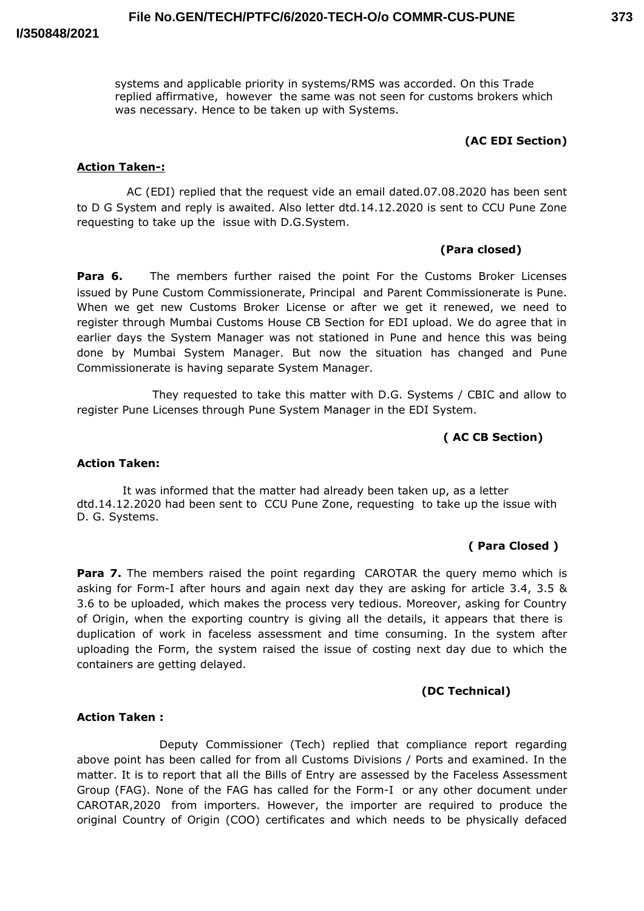systems and applicable priority in systems/RMS was accorded. On this Trade replied affirmative, however the same was not seen for customs brokers which was necessary. Hence to be taken up with Systems.

**(AC EDI Section)**

**Action Taken-:**

AC (EDI) replied that the request vide an email dated.07.08.2020 has been sent to D G System and reply is awaited. Also letter dtd.14.12.2020 is sent to CCU Pune Zone requesting to take up the issue with D.G.System.

**(Para closed)**

**Para 6.** The members further raised the point For the Customs Broker Licenses issued by Pune Custom Commissionerate, Principal and Parent Commissionerate is Pune. When we get new Customs Broker License or after we get it renewed, we need to register through Mumbai Customs House CB Section for EDI upload. We do agree that in earlier days the System Manager was not stationed in Pune and hence this was being done by Mumbai System Manager. But now the situation has changed and Pune Commissionerate is having separate System Manager.

They requested to take this matter with D.G. Systems / CBIC and allow to register Pune Licenses through Pune System Manager in the EDI System.

**( AC CB Section)**

**Action Taken:**

It was informed that the matter had already been taken up, as a letter dtd.14.12.2020 had been sent to CCU Pune Zone, requesting to take up the issue with D. G. Systems.

**( Para Closed )**

**Para 7.** The members raised the point regarding CAROTAR the query memo which is asking for Form-I after hours and again next day they are asking for article 3.4, 3.5 & 3.6 to be uploaded, which makes the process very tedious. Moreover, asking for Country of Origin, when the exporting country is giving all the details, it appears that there is duplication of work in faceless assessment and time consuming. In the system after uploading the Form, the system raised the issue of costing next day due to which the containers are getting delayed.

**(DC Technical)**

**Action Taken :**

Deputy Commissioner (Tech) replied that compliance report regarding above point has been called for from all Customs Divisions / Ports and examined. In the matter. It is to report that all the Bills of Entry are assessed by the Faceless Assessment Group (FAG). None of the FAG has called for the Form-I or any other document under CAROTAR,2020 from importers. However, the importer are required to produce the original Country of Origin (COO) certificates and which needs to be physically defaced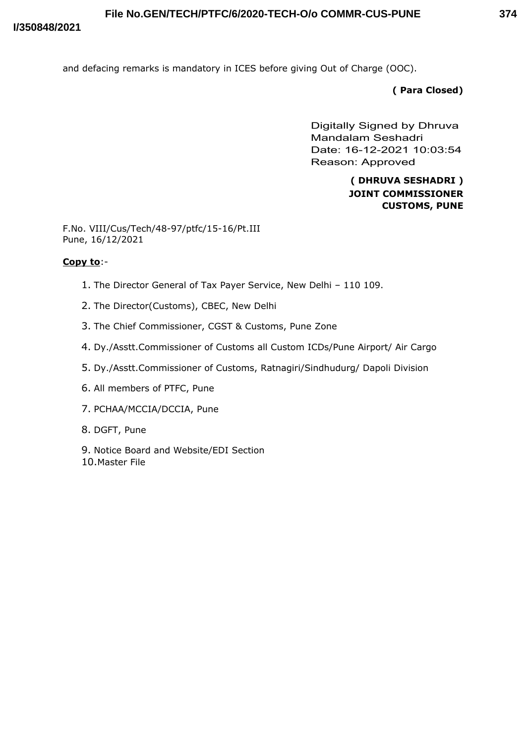and defacing remarks is mandatory in ICES before giving Out of Charge (OOC).

**( Para Closed)**

Digitally Signed by Dhruva Mandalam Seshadri
Date: 16-12-2021 10:03:54
Reason: Approved

**( DHRUVA SESHADRI )**
**JOINT COMMISSIONER**
**CUSTOMS, PUNE**

F.No. VIII/Cus/Tech/48-97/ptfc/15-16/Pt.III
Pune, 16/12/2021

**Copy to**:-

1. The Director General of Tax Payer Service, New Delhi – 110 109.
2. The Director(Customs), CBEC, New Delhi
3. The Chief Commissioner, CGST & Customs, Pune Zone
4. Dy./Asstt.Commissioner of Customs all Custom ICDs/Pune Airport/ Air Cargo
5. Dy./Asstt.Commissioner of Customs, Ratnagiri/Sindhudurg/ Dapoli Division
6. All members of PTFC, Pune
7. PCHAA/MCCIA/DCCIA, Pune
8. DGFT, Pune
9. Notice Board and Website/EDI Section
10. Master File